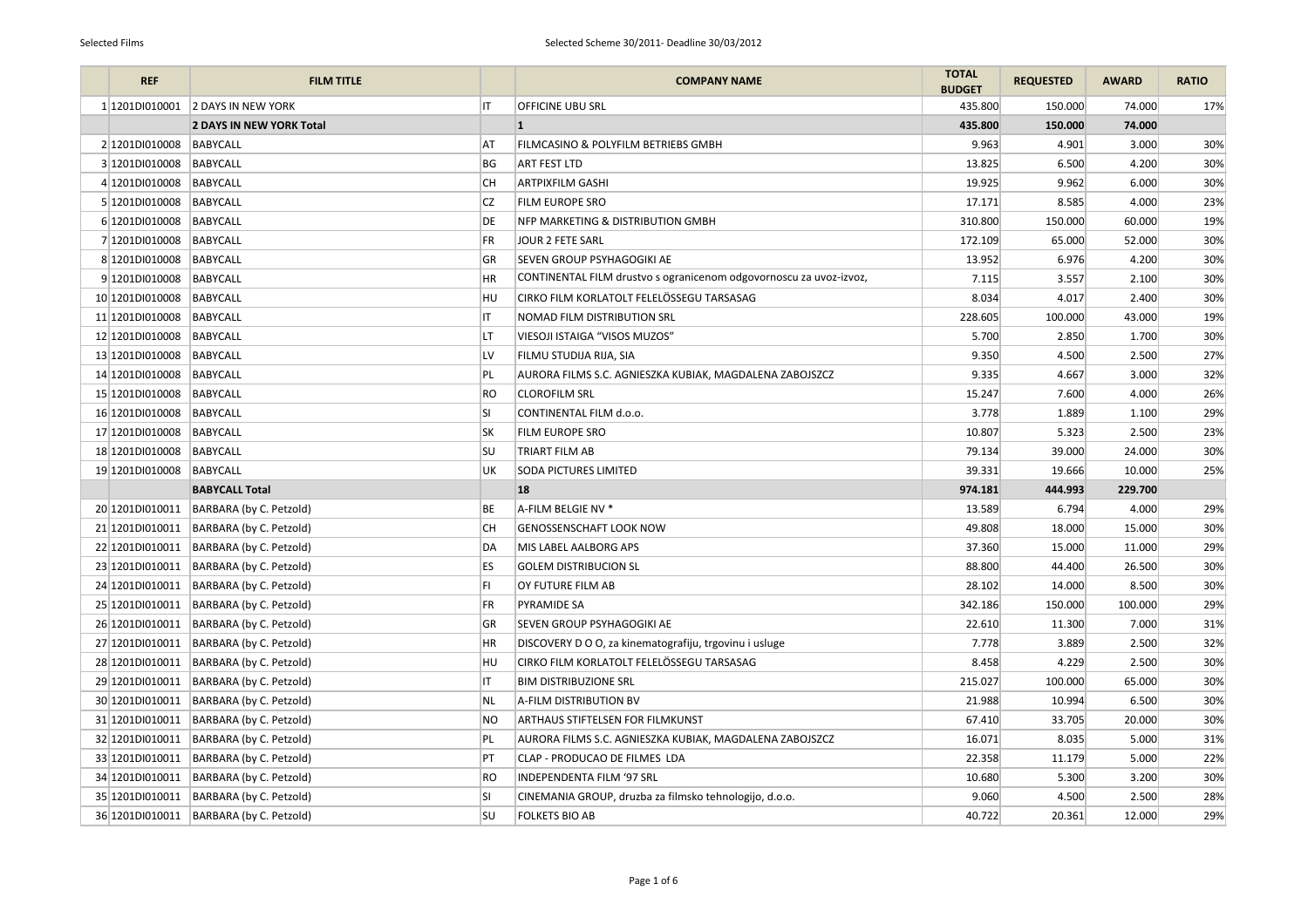| | REF | FILM TITLE | | COMPANY NAME | TOTAL BUDGET | REQUESTED | AWARD | RATIO |
|---|---|---|---|---|---|---|---|---|
| 1 | 1201DI010001 | 2 DAYS IN NEW YORK | IT | OFFICINE UBU SRL | 435.800 | 150.000 | 74.000 | 17% |
| | | **2 DAYS IN NEW YORK Total** | | **1** | **435.800** | **150.000** | **74.000** | |
| 2 | 1201DI010008 | BABYCALL | AT | FILMCASINO & POLYFILM BETRIEBS GMBH | 9.963 | 4.901 | 3.000 | 30% |
| 3 | 1201DI010008 | BABYCALL | BG | ART FEST LTD | 13.825 | 6.500 | 4.200 | 30% |
| 4 | 1201DI010008 | BABYCALL | CH | ARTPIXFILM GASHI | 19.925 | 9.962 | 6.000 | 30% |
| 5 | 1201DI010008 | BABYCALL | CZ | FILM EUROPE SRO | 17.171 | 8.585 | 4.000 | 23% |
| 6 | 1201DI010008 | BABYCALL | DE | NFP MARKETING & DISTRIBUTION GMBH | 310.800 | 150.000 | 60.000 | 19% |
| 7 | 1201DI010008 | BABYCALL | FR | JOUR 2 FETE SARL | 172.109 | 65.000 | 52.000 | 30% |
| 8 | 1201DI010008 | BABYCALL | GR | SEVEN GROUP PSYHAGOGIKI AE | 13.952 | 6.976 | 4.200 | 30% |
| 9 | 1201DI010008 | BABYCALL | HR | CONTINENTAL FILM drustvo s ogranicenom odgovornoscu za uvoz-izvoz, | 7.115 | 3.557 | 2.100 | 30% |
| 10 | 1201DI010008 | BABYCALL | HU | CIRKO FILM KORLATOLT FELELÖSSEGU TARSASAG | 8.034 | 4.017 | 2.400 | 30% |
| 11 | 1201DI010008 | BABYCALL | IT | NOMAD FILM DISTRIBUTION SRL | 228.605 | 100.000 | 43.000 | 19% |
| 12 | 1201DI010008 | BABYCALL | LT | VIESOJI ISTAIGA "VISOS MUZOS" | 5.700 | 2.850 | 1.700 | 30% |
| 13 | 1201DI010008 | BABYCALL | LV | FILMU STUDIJA RIJA, SIA | 9.350 | 4.500 | 2.500 | 27% |
| 14 | 1201DI010008 | BABYCALL | PL | AURORA FILMS S.C. AGNIESZKA KUBIAK, MAGDALENA ZABOJSZCZ | 9.335 | 4.667 | 3.000 | 32% |
| 15 | 1201DI010008 | BABYCALL | RO | CLOROFILM SRL | 15.247 | 7.600 | 4.000 | 26% |
| 16 | 1201DI010008 | BABYCALL | SI | CONTINENTAL FILM d.o.o. | 3.778 | 1.889 | 1.100 | 29% |
| 17 | 1201DI010008 | BABYCALL | SK | FILM EUROPE SRO | 10.807 | 5.323 | 2.500 | 23% |
| 18 | 1201DI010008 | BABYCALL | SU | TRIART FILM AB | 79.134 | 39.000 | 24.000 | 30% |
| 19 | 1201DI010008 | BABYCALL | UK | SODA PICTURES LIMITED | 39.331 | 19.666 | 10.000 | 25% |
| | | **BABYCALL Total** | | **18** | **974.181** | **444.993** | **229.700** | |
| 20 | 1201DI010011 | BARBARA (by C. Petzold) | BE | A-FILM BELGIE NV * | 13.589 | 6.794 | 4.000 | 29% |
| 21 | 1201DI010011 | BARBARA (by C. Petzold) | CH | GENOSSENSCHAFT LOOK NOW | 49.808 | 18.000 | 15.000 | 30% |
| 22 | 1201DI010011 | BARBARA (by C. Petzold) | DA | MIS LABEL AALBORG APS | 37.360 | 15.000 | 11.000 | 29% |
| 23 | 1201DI010011 | BARBARA (by C. Petzold) | ES | GOLEM DISTRIBUCION SL | 88.800 | 44.400 | 26.500 | 30% |
| 24 | 1201DI010011 | BARBARA (by C. Petzold) | FI | OY FUTURE FILM AB | 28.102 | 14.000 | 8.500 | 30% |
| 25 | 1201DI010011 | BARBARA (by C. Petzold) | FR | PYRAMIDE SA | 342.186 | 150.000 | 100.000 | 29% |
| 26 | 1201DI010011 | BARBARA (by C. Petzold) | GR | SEVEN GROUP PSYHAGOGIKI AE | 22.610 | 11.300 | 7.000 | 31% |
| 27 | 1201DI010011 | BARBARA (by C. Petzold) | HR | DISCOVERY D O O, za kinematografiju, trgovinu i usluge | 7.778 | 3.889 | 2.500 | 32% |
| 28 | 1201DI010011 | BARBARA (by C. Petzold) | HU | CIRKO FILM KORLATOLT FELELÖSSEGU TARSASAG | 8.458 | 4.229 | 2.500 | 30% |
| 29 | 1201DI010011 | BARBARA (by C. Petzold) | IT | BIM DISTRIBUZIONE SRL | 215.027 | 100.000 | 65.000 | 30% |
| 30 | 1201DI010011 | BARBARA (by C. Petzold) | NL | A-FILM DISTRIBUTION BV | 21.988 | 10.994 | 6.500 | 30% |
| 31 | 1201DI010011 | BARBARA (by C. Petzold) | NO | ARTHAUS STIFTELSEN FOR FILMKUNST | 67.410 | 33.705 | 20.000 | 30% |
| 32 | 1201DI010011 | BARBARA (by C. Petzold) | PL | AURORA FILMS S.C. AGNIESZKA KUBIAK, MAGDALENA ZABOJSZCZ | 16.071 | 8.035 | 5.000 | 31% |
| 33 | 1201DI010011 | BARBARA (by C. Petzold) | PT | CLAP - PRODUCAO DE FILMES LDA | 22.358 | 11.179 | 5.000 | 22% |
| 34 | 1201DI010011 | BARBARA (by C. Petzold) | RO | INDEPENDENTA FILM '97 SRL | 10.680 | 5.300 | 3.200 | 30% |
| 35 | 1201DI010011 | BARBARA (by C. Petzold) | SI | CINEMANIA GROUP, druzba za filmsko tehnologijo, d.o.o. | 9.060 | 4.500 | 2.500 | 28% |
| 36 | 1201DI010011 | BARBARA (by C. Petzold) | SU | FOLKETS BIO AB | 40.722 | 20.361 | 12.000 | 29% |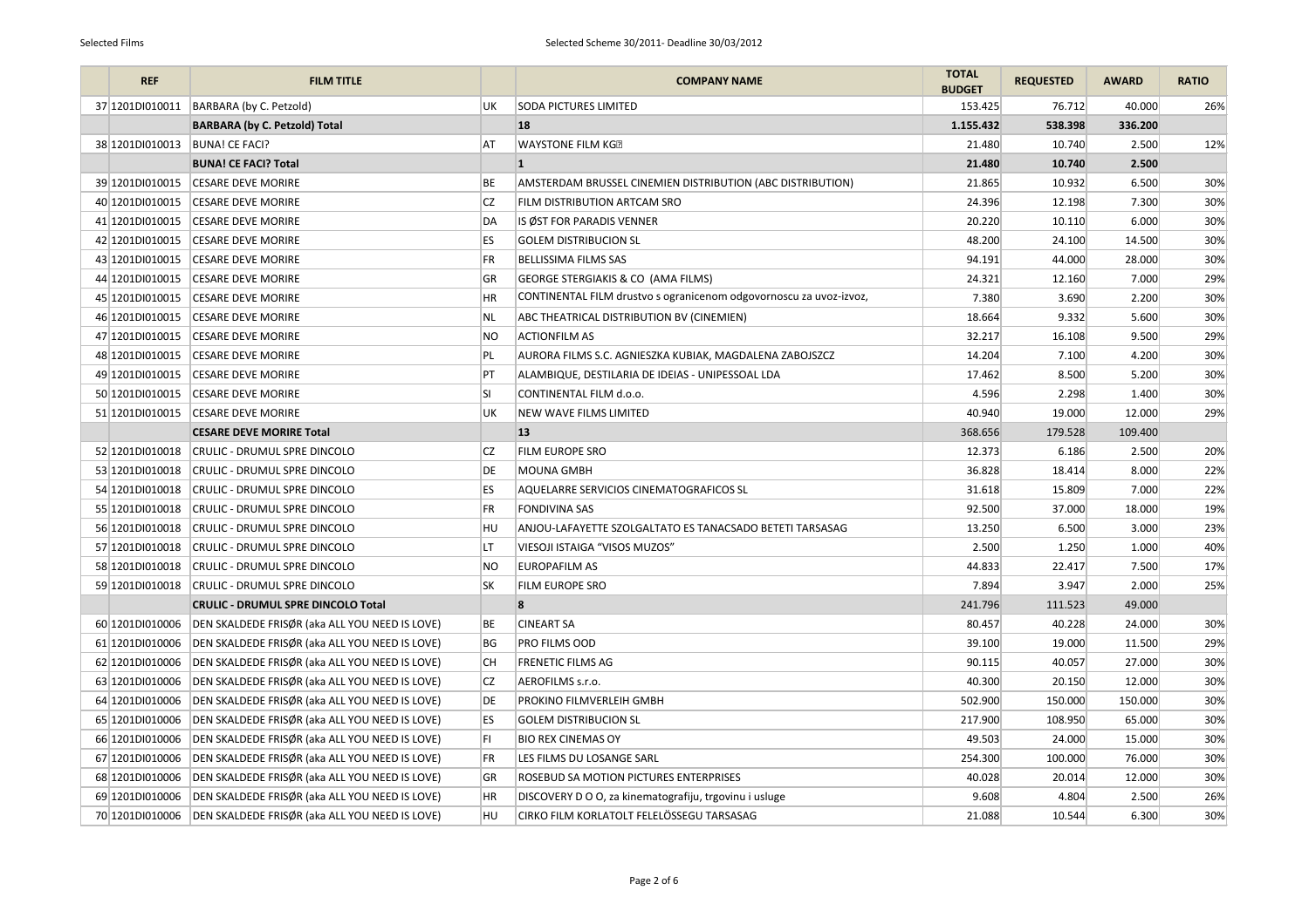| | REF | FILM TITLE | | COMPANY NAME | TOTAL BUDGET | REQUESTED | AWARD | RATIO |
|---|---|---|---|---|---|---|---|---|
| 37 | 1201DI010011 | BARBARA (by C. Petzold) | UK | SODA PICTURES LIMITED | 153.425 | 76.712 | 40.000 | 26% |
| | | **BARBARA (by C. Petzold) Total** | | **18** | **1.155.432** | **538.398** | **336.200** | |
| 38 | 1201DI010013 | BUNA! CE FACI? | AT | WAYSTONE FILM KG | 21.480 | 10.740 | 2.500 | 12% |
| | | **BUNA! CE FACI? Total** | | **1** | **21.480** | **10.740** | **2.500** | |
| 39 | 1201DI010015 | CESARE DEVE MORIRE | BE | AMSTERDAM BRUSSEL CINEMIEN DISTRIBUTION (ABC DISTRIBUTION) | 21.865 | 10.932 | 6.500 | 30% |
| 40 | 1201DI010015 | CESARE DEVE MORIRE | CZ | FILM DISTRIBUTION ARTCAM SRO | 24.396 | 12.198 | 7.300 | 30% |
| 41 | 1201DI010015 | CESARE DEVE MORIRE | DA | IS ØST FOR PARADIS VENNER | 20.220 | 10.110 | 6.000 | 30% |
| 42 | 1201DI010015 | CESARE DEVE MORIRE | ES | GOLEM DISTRIBUCION SL | 48.200 | 24.100 | 14.500 | 30% |
| 43 | 1201DI010015 | CESARE DEVE MORIRE | FR | BELLISSIMA FILMS SAS | 94.191 | 44.000 | 28.000 | 30% |
| 44 | 1201DI010015 | CESARE DEVE MORIRE | GR | GEORGE STERGIAKIS & CO (AMA FILMS) | 24.321 | 12.160 | 7.000 | 29% |
| 45 | 1201DI010015 | CESARE DEVE MORIRE | HR | CONTINENTAL FILM drustvo s ogranicenom odgovornoscu za uvoz-izvoz, | 7.380 | 3.690 | 2.200 | 30% |
| 46 | 1201DI010015 | CESARE DEVE MORIRE | NL | ABC THEATRICAL DISTRIBUTION BV (CINEMIEN) | 18.664 | 9.332 | 5.600 | 30% |
| 47 | 1201DI010015 | CESARE DEVE MORIRE | NO | ACTIONFILM AS | 32.217 | 16.108 | 9.500 | 29% |
| 48 | 1201DI010015 | CESARE DEVE MORIRE | PL | AURORA FILMS S.C. AGNIESZKA KUBIAK, MAGDALENA ZABOJSZCZ | 14.204 | 7.100 | 4.200 | 30% |
| 49 | 1201DI010015 | CESARE DEVE MORIRE | PT | ALAMBIQUE, DESTILARIA DE IDEIAS - UNIPESSOAL LDA | 17.462 | 8.500 | 5.200 | 30% |
| 50 | 1201DI010015 | CESARE DEVE MORIRE | SI | CONTINENTAL FILM d.o.o. | 4.596 | 2.298 | 1.400 | 30% |
| 51 | 1201DI010015 | CESARE DEVE MORIRE | UK | NEW WAVE FILMS LIMITED | 40.940 | 19.000 | 12.000 | 29% |
| | | **CESARE DEVE MORIRE Total** | | **13** | 368.656 | 179.528 | 109.400 | |
| 52 | 1201DI010018 | CRULIC - DRUMUL SPRE DINCOLO | CZ | FILM EUROPE SRO | 12.373 | 6.186 | 2.500 | 20% |
| 53 | 1201DI010018 | CRULIC - DRUMUL SPRE DINCOLO | DE | MOUNA GMBH | 36.828 | 18.414 | 8.000 | 22% |
| 54 | 1201DI010018 | CRULIC - DRUMUL SPRE DINCOLO | ES | AQUELARRE SERVICIOS CINEMATOGRAFICOS SL | 31.618 | 15.809 | 7.000 | 22% |
| 55 | 1201DI010018 | CRULIC - DRUMUL SPRE DINCOLO | FR | FONDIVINA SAS | 92.500 | 37.000 | 18.000 | 19% |
| 56 | 1201DI010018 | CRULIC - DRUMUL SPRE DINCOLO | HU | ANJOU-LAFAYETTE SZOLGALTATO ES TANACSADO BETETI TARSASAG | 13.250 | 6.500 | 3.000 | 23% |
| 57 | 1201DI010018 | CRULIC - DRUMUL SPRE DINCOLO | LT | VIESOJI ISTAIGA "VISOS MUZOS" | 2.500 | 1.250 | 1.000 | 40% |
| 58 | 1201DI010018 | CRULIC - DRUMUL SPRE DINCOLO | NO | EUROPAFILM AS | 44.833 | 22.417 | 7.500 | 17% |
| 59 | 1201DI010018 | CRULIC - DRUMUL SPRE DINCOLO | SK | FILM EUROPE SRO | 7.894 | 3.947 | 2.000 | 25% |
| | | **CRULIC - DRUMUL SPRE DINCOLO Total** | | **8** | 241.796 | 111.523 | 49.000 | |
| 60 | 1201DI010006 | DEN SKALDEDE FRISØR (aka ALL YOU NEED IS LOVE) | BE | CINEART SA | 80.457 | 40.228 | 24.000 | 30% |
| 61 | 1201DI010006 | DEN SKALDEDE FRISØR (aka ALL YOU NEED IS LOVE) | BG | PRO FILMS OOD | 39.100 | 19.000 | 11.500 | 29% |
| 62 | 1201DI010006 | DEN SKALDEDE FRISØR (aka ALL YOU NEED IS LOVE) | CH | FRENETIC FILMS AG | 90.115 | 40.057 | 27.000 | 30% |
| 63 | 1201DI010006 | DEN SKALDEDE FRISØR (aka ALL YOU NEED IS LOVE) | CZ | AEROFILMS s.r.o. | 40.300 | 20.150 | 12.000 | 30% |
| 64 | 1201DI010006 | DEN SKALDEDE FRISØR (aka ALL YOU NEED IS LOVE) | DE | PROKINO FILMVERLEIH GMBH | 502.900 | 150.000 | 150.000 | 30% |
| 65 | 1201DI010006 | DEN SKALDEDE FRISØR (aka ALL YOU NEED IS LOVE) | ES | GOLEM DISTRIBUCION SL | 217.900 | 108.950 | 65.000 | 30% |
| 66 | 1201DI010006 | DEN SKALDEDE FRISØR (aka ALL YOU NEED IS LOVE) | FI | BIO REX CINEMAS OY | 49.503 | 24.000 | 15.000 | 30% |
| 67 | 1201DI010006 | DEN SKALDEDE FRISØR (aka ALL YOU NEED IS LOVE) | FR | LES FILMS DU LOSANGE SARL | 254.300 | 100.000 | 76.000 | 30% |
| 68 | 1201DI010006 | DEN SKALDEDE FRISØR (aka ALL YOU NEED IS LOVE) | GR | ROSEBUD SA MOTION PICTURES ENTERPRISES | 40.028 | 20.014 | 12.000 | 30% |
| 69 | 1201DI010006 | DEN SKALDEDE FRISØR (aka ALL YOU NEED IS LOVE) | HR | DISCOVERY D O O, za kinematografiju, trgovinu i usluge | 9.608 | 4.804 | 2.500 | 26% |
| 70 | 1201DI010006 | DEN SKALDEDE FRISØR (aka ALL YOU NEED IS LOVE) | HU | CIRKO FILM KORLATOLT FELELÖSSEGU TARSASAG | 21.088 | 10.544 | 6.300 | 30% |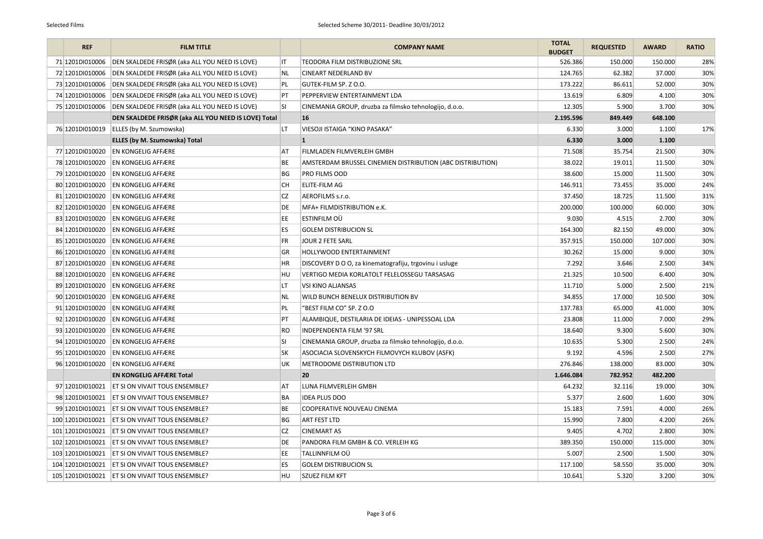| | REF | FILM TITLE | | COMPANY NAME | TOTAL BUDGET | REQUESTED | AWARD | RATIO |
|---|---|---|---|---|---|---|---|---|
| 71 | 1201DI010006 | DEN SKALDEDE FRISØR (aka ALL YOU NEED IS LOVE) | IT | TEODORA FILM DISTRIBUZIONE SRL | 526.386 | 150.000 | 150.000 | 28% |
| 72 | 1201DI010006 | DEN SKALDEDE FRISØR (aka ALL YOU NEED IS LOVE) | NL | CINEART NEDERLAND BV | 124.765 | 62.382 | 37.000 | 30% |
| 73 | 1201DI010006 | DEN SKALDEDE FRISØR (aka ALL YOU NEED IS LOVE) | PL | GUTEK-FILM SP. Z O.O. | 173.222 | 86.611 | 52.000 | 30% |
| 74 | 1201DI010006 | DEN SKALDEDE FRISØR (aka ALL YOU NEED IS LOVE) | PT | PEPPERVIEW ENTERTAINMENT LDA | 13.619 | 6.809 | 4.100 | 30% |
| 75 | 1201DI010006 | DEN SKALDEDE FRISØR (aka ALL YOU NEED IS LOVE) | SI | CINEMANIA GROUP, druzba za filmsko tehnologijo, d.o.o. | 12.305 | 5.900 | 3.700 | 30% |
| | | **DEN SKALDEDE FRISØR (aka ALL YOU NEED IS LOVE) Total** | | **16** | **2.195.596** | **849.449** | **648.100** | |
| 76 | 1201DI010019 | ELLES (by M. Szumowska) | LT | VIESOJI ISTAIGA "KINO PASAKA" | 6.330 | 3.000 | 1.100 | 17% |
| | | **ELLES (by M. Szumowska) Total** | | **1** | **6.330** | **3.000** | **1.100** | |
| 77 | 1201DI010020 | EN KONGELIG AFFÆRE | AT | FILMLADEN FILMVERLEIH GMBH | 71.508 | 35.754 | 21.500 | 30% |
| 78 | 1201DI010020 | EN KONGELIG AFFÆRE | BE | AMSTERDAM BRUSSEL CINEMIEN DISTRIBUTION (ABC DISTRIBUTION) | 38.022 | 19.011 | 11.500 | 30% |
| 79 | 1201DI010020 | EN KONGELIG AFFÆRE | BG | PRO FILMS OOD | 38.600 | 15.000 | 11.500 | 30% |
| 80 | 1201DI010020 | EN KONGELIG AFFÆRE | CH | ELITE-FILM AG | 146.911 | 73.455 | 35.000 | 24% |
| 81 | 1201DI010020 | EN KONGELIG AFFÆRE | CZ | AEROFILMS s.r.o. | 37.450 | 18.725 | 11.500 | 31% |
| 82 | 1201DI010020 | EN KONGELIG AFFÆRE | DE | MFA+ FILMDISTRIBUTION e.K. | 200.000 | 100.000 | 60.000 | 30% |
| 83 | 1201DI010020 | EN KONGELIG AFFÆRE | EE | ESTINFILM OÜ | 9.030 | 4.515 | 2.700 | 30% |
| 84 | 1201DI010020 | EN KONGELIG AFFÆRE | ES | GOLEM DISTRIBUCION SL | 164.300 | 82.150 | 49.000 | 30% |
| 85 | 1201DI010020 | EN KONGELIG AFFÆRE | FR | JOUR 2 FETE SARL | 357.915 | 150.000 | 107.000 | 30% |
| 86 | 1201DI010020 | EN KONGELIG AFFÆRE | GR | HOLLYWOOD ENTERTAINMENT | 30.262 | 15.000 | 9.000 | 30% |
| 87 | 1201DI010020 | EN KONGELIG AFFÆRE | HR | DISCOVERY D O O, za kinematografiju, trgovinu i usluge | 7.292 | 3.646 | 2.500 | 34% |
| 88 | 1201DI010020 | EN KONGELIG AFFÆRE | HU | VERTIGO MEDIA KORLATOLT FELELOSSEGU TARSASAG | 21.325 | 10.500 | 6.400 | 30% |
| 89 | 1201DI010020 | EN KONGELIG AFFÆRE | LT | VSI KINO ALJANSAS | 11.710 | 5.000 | 2.500 | 21% |
| 90 | 1201DI010020 | EN KONGELIG AFFÆRE | NL | WILD BUNCH BENELUX DISTRIBUTION BV | 34.855 | 17.000 | 10.500 | 30% |
| 91 | 1201DI010020 | EN KONGELIG AFFÆRE | PL | "BEST FILM CO" SP. Z O.O | 137.783 | 65.000 | 41.000 | 30% |
| 92 | 1201DI010020 | EN KONGELIG AFFÆRE | PT | ALAMBIQUE, DESTILARIA DE IDEIAS - UNIPESSOAL LDA | 23.808 | 11.000 | 7.000 | 29% |
| 93 | 1201DI010020 | EN KONGELIG AFFÆRE | RO | INDEPENDENTA FILM '97 SRL | 18.640 | 9.300 | 5.600 | 30% |
| 94 | 1201DI010020 | EN KONGELIG AFFÆRE | SI | CINEMANIA GROUP, druzba za filmsko tehnologijo, d.o.o. | 10.635 | 5.300 | 2.500 | 24% |
| 95 | 1201DI010020 | EN KONGELIG AFFÆRE | SK | ASOCIACIA SLOVENSKYCH FILMOVYCH KLUBOV (ASFK) | 9.192 | 4.596 | 2.500 | 27% |
| 96 | 1201DI010020 | EN KONGELIG AFFÆRE | UK | METRODOME DISTRIBUTION LTD | 276.846 | 138.000 | 83.000 | 30% |
| | | **EN KONGELIG AFFÆRE Total** | | **20** | **1.646.084** | **782.952** | **482.200** | |
| 97 | 1201DI010021 | ET SI ON VIVAIT TOUS ENSEMBLE? | AT | LUNA FILMVERLEIH GMBH | 64.232 | 32.116 | 19.000 | 30% |
| 98 | 1201DI010021 | ET SI ON VIVAIT TOUS ENSEMBLE? | BA | IDEA PLUS DOO | 5.377 | 2.600 | 1.600 | 30% |
| 99 | 1201DI010021 | ET SI ON VIVAIT TOUS ENSEMBLE? | BE | COOPERATIVE NOUVEAU CINEMA | 15.183 | 7.591 | 4.000 | 26% |
| 100 | 1201DI010021 | ET SI ON VIVAIT TOUS ENSEMBLE? | BG | ART FEST LTD | 15.990 | 7.800 | 4.200 | 26% |
| 101 | 1201DI010021 | ET SI ON VIVAIT TOUS ENSEMBLE? | CZ | CINEMART AS | 9.405 | 4.702 | 2.800 | 30% |
| 102 | 1201DI010021 | ET SI ON VIVAIT TOUS ENSEMBLE? | DE | PANDORA FILM GMBH & CO. VERLEIH KG | 389.350 | 150.000 | 115.000 | 30% |
| 103 | 1201DI010021 | ET SI ON VIVAIT TOUS ENSEMBLE? | EE | TALLINNFILM OÜ | 5.007 | 2.500 | 1.500 | 30% |
| 104 | 1201DI010021 | ET SI ON VIVAIT TOUS ENSEMBLE? | ES | GOLEM DISTRIBUCION SL | 117.100 | 58.550 | 35.000 | 30% |
| 105 | 1201DI010021 | ET SI ON VIVAIT TOUS ENSEMBLE? | HU | SZUEZ FILM KFT | 10.641 | 5.320 | 3.200 | 30% |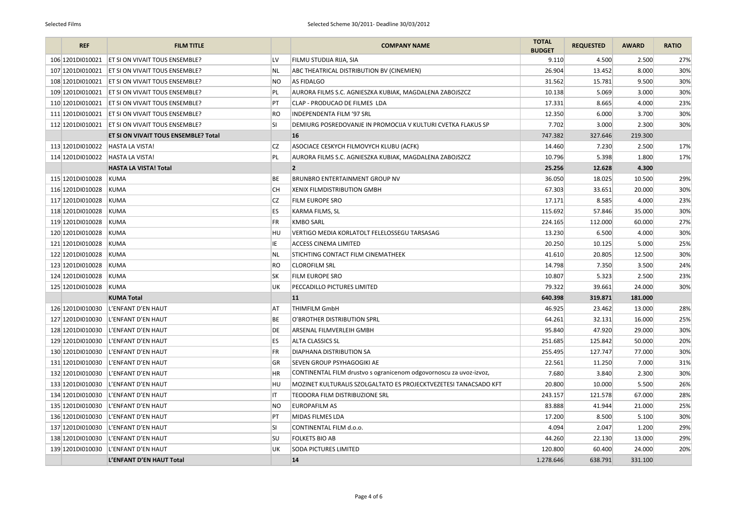| | REF | FILM TITLE | | COMPANY NAME | TOTAL BUDGET | REQUESTED | AWARD | RATIO |
|---|---|---|---|---|---|---|---|---|
| 106 | 1201DI010021 | ET SI ON VIVAIT TOUS ENSEMBLE? | LV | FILMU STUDIJA RIJA, SIA | 9.110 | 4.500 | 2.500 | 27% |
| 107 | 1201DI010021 | ET SI ON VIVAIT TOUS ENSEMBLE? | NL | ABC THEATRICAL DISTRIBUTION BV (CINEMIEN) | 26.904 | 13.452 | 8.000 | 30% |
| 108 | 1201DI010021 | ET SI ON VIVAIT TOUS ENSEMBLE? | NO | AS FIDALGO | 31.562 | 15.781 | 9.500 | 30% |
| 109 | 1201DI010021 | ET SI ON VIVAIT TOUS ENSEMBLE? | PL | AURORA FILMS S.C. AGNIESZKA KUBIAK, MAGDALENA ZABOJSZCZ | 10.138 | 5.069 | 3.000 | 30% |
| 110 | 1201DI010021 | ET SI ON VIVAIT TOUS ENSEMBLE? | PT | CLAP - PRODUCAO DE FILMES LDA | 17.331 | 8.665 | 4.000 | 23% |
| 111 | 1201DI010021 | ET SI ON VIVAIT TOUS ENSEMBLE? | RO | INDEPENDENTA FILM '97 SRL | 12.350 | 6.000 | 3.700 | 30% |
| 112 | 1201DI010021 | ET SI ON VIVAIT TOUS ENSEMBLE? | SI | DEMIURG POSREDOVANJE IN PROMOCIJA V KULTURI CVETKA FLAKUS SP | 7.702 | 3.000 | 2.300 | 30% |
| | | **ET SI ON VIVAIT TOUS ENSEMBLE? Total** | | **16** | 747.382 | 327.646 | 219.300 | |
| 113 | 1201DI010022 | HASTA LA VISTA! | CZ | ASOCIACE CESKYCH FILMOVYCH KLUBU (ACFK) | 14.460 | 7.230 | 2.500 | 17% |
| 114 | 1201DI010022 | HASTA LA VISTA! | PL | AURORA FILMS S.C. AGNIESZKA KUBIAK, MAGDALENA ZABOJSZCZ | 10.796 | 5.398 | 1.800 | 17% |
| | | **HASTA LA VISTA! Total** | | **2** | **25.256** | **12.628** | **4.300** | |
| 115 | 1201DI010028 | KUMA | BE | BRUNBRO ENTERTAINMENT GROUP NV | 36.050 | 18.025 | 10.500 | 29% |
| 116 | 1201DI010028 | KUMA | CH | XENIX FILMDISTRIBUTION GMBH | 67.303 | 33.651 | 20.000 | 30% |
| 117 | 1201DI010028 | KUMA | CZ | FILM EUROPE SRO | 17.171 | 8.585 | 4.000 | 23% |
| 118 | 1201DI010028 | KUMA | ES | KARMA FILMS, SL | 115.692 | 57.846 | 35.000 | 30% |
| 119 | 1201DI010028 | KUMA | FR | KMBO SARL | 224.165 | 112.000 | 60.000 | 27% |
| 120 | 1201DI010028 | KUMA | HU | VERTIGO MEDIA KORLATOLT FELELOSSEGU TARSASAG | 13.230 | 6.500 | 4.000 | 30% |
| 121 | 1201DI010028 | KUMA | IE | ACCESS CINEMA LIMITED | 20.250 | 10.125 | 5.000 | 25% |
| 122 | 1201DI010028 | KUMA | NL | STICHTING CONTACT FILM CINEMATHEEK | 41.610 | 20.805 | 12.500 | 30% |
| 123 | 1201DI010028 | KUMA | RO | CLOROFILM SRL | 14.798 | 7.350 | 3.500 | 24% |
| 124 | 1201DI010028 | KUMA | SK | FILM EUROPE SRO | 10.807 | 5.323 | 2.500 | 23% |
| 125 | 1201DI010028 | KUMA | UK | PECCADILLO PICTURES LIMITED | 79.322 | 39.661 | 24.000 | 30% |
| | | **KUMA Total** | | **11** | **640.398** | **319.871** | **181.000** | |
| 126 | 1201DI010030 | L'ENFANT D'EN HAUT | AT | THIMFILM GmbH | 46.925 | 23.462 | 13.000 | 28% |
| 127 | 1201DI010030 | L'ENFANT D'EN HAUT | BE | O'BROTHER DISTRIBUTION SPRL | 64.261 | 32.131 | 16.000 | 25% |
| 128 | 1201DI010030 | L'ENFANT D'EN HAUT | DE | ARSENAL FILMVERLEIH GMBH | 95.840 | 47.920 | 29.000 | 30% |
| 129 | 1201DI010030 | L'ENFANT D'EN HAUT | ES | ALTA CLASSICS SL | 251.685 | 125.842 | 50.000 | 20% |
| 130 | 1201DI010030 | L'ENFANT D'EN HAUT | FR | DIAPHANA DISTRIBUTION SA | 255.495 | 127.747 | 77.000 | 30% |
| 131 | 1201DI010030 | L'ENFANT D'EN HAUT | GR | SEVEN GROUP PSYHAGOGIKI AE | 22.561 | 11.250 | 7.000 | 31% |
| 132 | 1201DI010030 | L'ENFANT D'EN HAUT | HR | CONTINENTAL FILM drustvo s ogranicenom odgovornoscu za uvoz-izvoz, | 7.680 | 3.840 | 2.300 | 30% |
| 133 | 1201DI010030 | L'ENFANT D'EN HAUT | HU | MOZINET KULTURALIS SZOLGALTATO ES PROJECKTVEZETESI TANACSADO KFT | 20.800 | 10.000 | 5.500 | 26% |
| 134 | 1201DI010030 | L'ENFANT D'EN HAUT | IT | TEODORA FILM DISTRIBUZIONE SRL | 243.157 | 121.578 | 67.000 | 28% |
| 135 | 1201DI010030 | L'ENFANT D'EN HAUT | NO | EUROPAFILM AS | 83.888 | 41.944 | 21.000 | 25% |
| 136 | 1201DI010030 | L'ENFANT D'EN HAUT | PT | MIDAS FILMES LDA | 17.200 | 8.500 | 5.100 | 30% |
| 137 | 1201DI010030 | L'ENFANT D'EN HAUT | SI | CONTINENTAL FILM d.o.o. | 4.094 | 2.047 | 1.200 | 29% |
| 138 | 1201DI010030 | L'ENFANT D'EN HAUT | SU | FOLKETS BIO AB | 44.260 | 22.130 | 13.000 | 29% |
| 139 | 1201DI010030 | L'ENFANT D'EN HAUT | UK | SODA PICTURES LIMITED | 120.800 | 60.400 | 24.000 | 20% |
| | | **L'ENFANT D'EN HAUT Total** | | **14** | 1.278.646 | 638.791 | 331.100 | |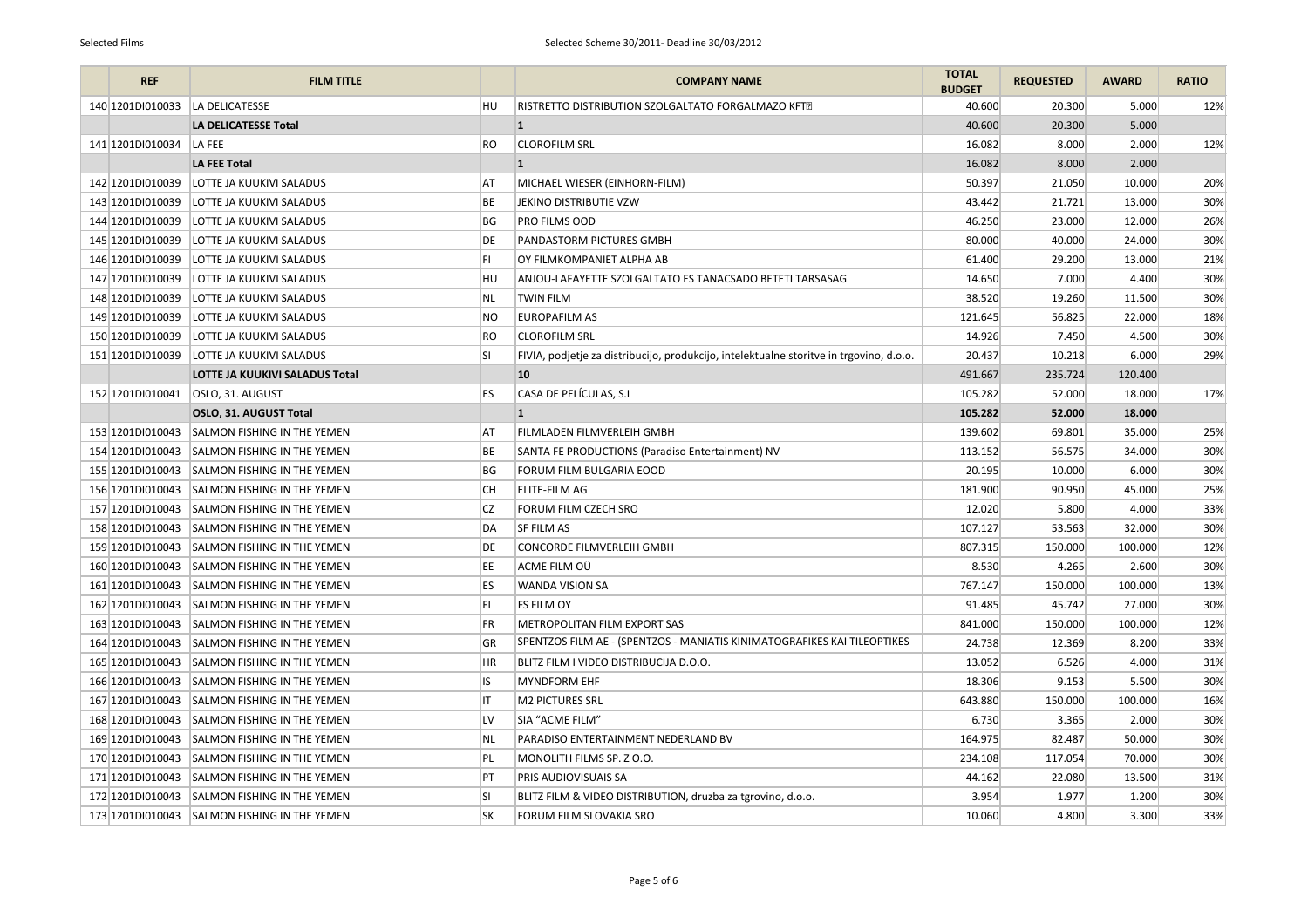| | REF | FILM TITLE | | COMPANY NAME | TOTAL BUDGET | REQUESTED | AWARD | RATIO |
|---|---|---|---|---|---|---|---|---|
| 140 | 1201DI010033 | LA DELICATESSE | HU | RISTRETTO DISTRIBUTION SZOLGALTATO FORGALMAZO KFT | 40.600 | 20.300 | 5.000 | 12% |
| | | **LA DELICATESSE Total** | | **1** | 40.600 | 20.300 | 5.000 | |
| 141 | 1201DI010034 | LA FEE | RO | CLOROFILM SRL | 16.082 | 8.000 | 2.000 | 12% |
| | | **LA FEE Total** | | **1** | 16.082 | 8.000 | 2.000 | |
| 142 | 1201DI010039 | LOTTE JA KUUKIVI SALADUS | AT | MICHAEL WIESER (EINHORN-FILM) | 50.397 | 21.050 | 10.000 | 20% |
| 143 | 1201DI010039 | LOTTE JA KUUKIVI SALADUS | BE | JEKINO DISTRIBUTIE VZW | 43.442 | 21.721 | 13.000 | 30% |
| 144 | 1201DI010039 | LOTTE JA KUUKIVI SALADUS | BG | PRO FILMS OOD | 46.250 | 23.000 | 12.000 | 26% |
| 145 | 1201DI010039 | LOTTE JA KUUKIVI SALADUS | DE | PANDASTORM PICTURES GMBH | 80.000 | 40.000 | 24.000 | 30% |
| 146 | 1201DI010039 | LOTTE JA KUUKIVI SALADUS | FI | OY FILMKOMPANIET ALPHA AB | 61.400 | 29.200 | 13.000 | 21% |
| 147 | 1201DI010039 | LOTTE JA KUUKIVI SALADUS | HU | ANJOU-LAFAYETTE SZOLGALTATO ES TANACSADO BETETI TARSASAG | 14.650 | 7.000 | 4.400 | 30% |
| 148 | 1201DI010039 | LOTTE JA KUUKIVI SALADUS | NL | TWIN FILM | 38.520 | 19.260 | 11.500 | 30% |
| 149 | 1201DI010039 | LOTTE JA KUUKIVI SALADUS | NO | EUROPAFILM AS | 121.645 | 56.825 | 22.000 | 18% |
| 150 | 1201DI010039 | LOTTE JA KUUKIVI SALADUS | RO | CLOROFILM SRL | 14.926 | 7.450 | 4.500 | 30% |
| 151 | 1201DI010039 | LOTTE JA KUUKIVI SALADUS | SI | FIVIA, podjetje za distribucijo, produkcijo, intelektualne storitve in trgovino, d.o.o. | 20.437 | 10.218 | 6.000 | 29% |
| | | **LOTTE JA KUUKIVI SALADUS Total** | | **10** | 491.667 | 235.724 | 120.400 | |
| 152 | 1201DI010041 | OSLO, 31. AUGUST | ES | CASA DE PELÍCULAS, S.L | 105.282 | 52.000 | 18.000 | 17% |
| | | **OSLO, 31. AUGUST Total** | | **1** | **105.282** | **52.000** | **18.000** | |
| 153 | 1201DI010043 | SALMON FISHING IN THE YEMEN | AT | FILMLADEN FILMVERLEIH GMBH | 139.602 | 69.801 | 35.000 | 25% |
| 154 | 1201DI010043 | SALMON FISHING IN THE YEMEN | BE | SANTA FE PRODUCTIONS (Paradiso Entertainment) NV | 113.152 | 56.575 | 34.000 | 30% |
| 155 | 1201DI010043 | SALMON FISHING IN THE YEMEN | BG | FORUM FILM BULGARIA EOOD | 20.195 | 10.000 | 6.000 | 30% |
| 156 | 1201DI010043 | SALMON FISHING IN THE YEMEN | CH | ELITE-FILM AG | 181.900 | 90.950 | 45.000 | 25% |
| 157 | 1201DI010043 | SALMON FISHING IN THE YEMEN | CZ | FORUM FILM CZECH SRO | 12.020 | 5.800 | 4.000 | 33% |
| 158 | 1201DI010043 | SALMON FISHING IN THE YEMEN | DA | SF FILM AS | 107.127 | 53.563 | 32.000 | 30% |
| 159 | 1201DI010043 | SALMON FISHING IN THE YEMEN | DE | CONCORDE FILMVERLEIH GMBH | 807.315 | 150.000 | 100.000 | 12% |
| 160 | 1201DI010043 | SALMON FISHING IN THE YEMEN | EE | ACME FILM OÜ | 8.530 | 4.265 | 2.600 | 30% |
| 161 | 1201DI010043 | SALMON FISHING IN THE YEMEN | ES | WANDA VISION SA | 767.147 | 150.000 | 100.000 | 13% |
| 162 | 1201DI010043 | SALMON FISHING IN THE YEMEN | FI | FS FILM OY | 91.485 | 45.742 | 27.000 | 30% |
| 163 | 1201DI010043 | SALMON FISHING IN THE YEMEN | FR | METROPOLITAN FILM EXPORT SAS | 841.000 | 150.000 | 100.000 | 12% |
| 164 | 1201DI010043 | SALMON FISHING IN THE YEMEN | GR | SPENTZOS FILM AE - (SPENTZOS - MANIATIS KINIMATOGRAFIKES KAI TILEOPTIKES | 24.738 | 12.369 | 8.200 | 33% |
| 165 | 1201DI010043 | SALMON FISHING IN THE YEMEN | HR | BLITZ FILM I VIDEO DISTRIBUCIJA D.O.O. | 13.052 | 6.526 | 4.000 | 31% |
| 166 | 1201DI010043 | SALMON FISHING IN THE YEMEN | IS | MYNDFORM EHF | 18.306 | 9.153 | 5.500 | 30% |
| 167 | 1201DI010043 | SALMON FISHING IN THE YEMEN | IT | M2 PICTURES SRL | 643.880 | 150.000 | 100.000 | 16% |
| 168 | 1201DI010043 | SALMON FISHING IN THE YEMEN | LV | SIA "ACME FILM" | 6.730 | 3.365 | 2.000 | 30% |
| 169 | 1201DI010043 | SALMON FISHING IN THE YEMEN | NL | PARADISO ENTERTAINMENT NEDERLAND BV | 164.975 | 82.487 | 50.000 | 30% |
| 170 | 1201DI010043 | SALMON FISHING IN THE YEMEN | PL | MONOLITH FILMS SP. Z O.O. | 234.108 | 117.054 | 70.000 | 30% |
| 171 | 1201DI010043 | SALMON FISHING IN THE YEMEN | PT | PRIS AUDIOVISUAIS SA | 44.162 | 22.080 | 13.500 | 31% |
| 172 | 1201DI010043 | SALMON FISHING IN THE YEMEN | SI | BLITZ FILM & VIDEO DISTRIBUTION, druzba za tgrovino, d.o.o. | 3.954 | 1.977 | 1.200 | 30% |
| 173 | 1201DI010043 | SALMON FISHING IN THE YEMEN | SK | FORUM FILM SLOVAKIA SRO | 10.060 | 4.800 | 3.300 | 33% |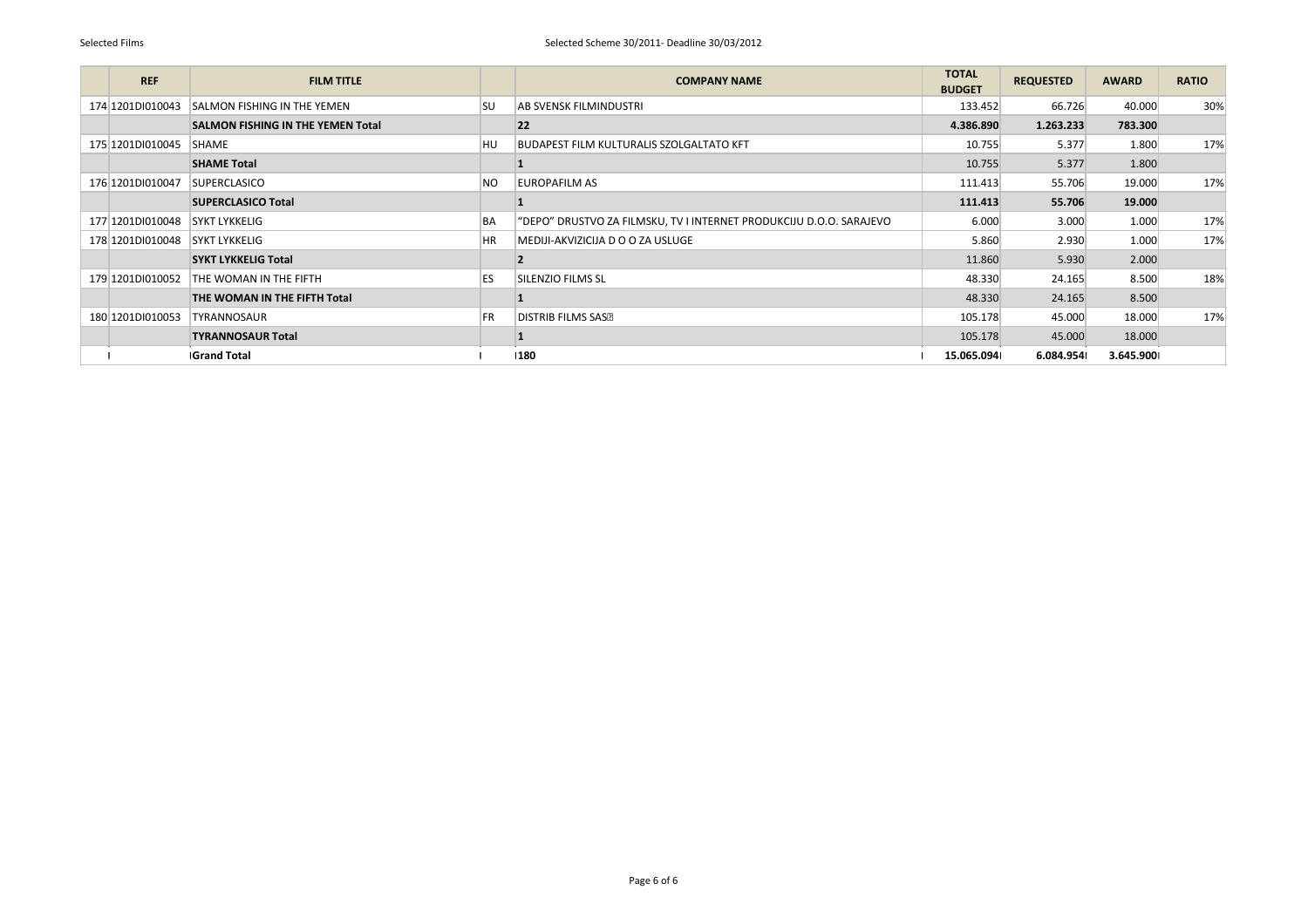| | REF | FILM TITLE | | COMPANY NAME | TOTAL BUDGET | REQUESTED | AWARD | RATIO |
|---|---|---|---|---|---|---|---|---|
| 174 | 1201DI010043 | SALMON FISHING IN THE YEMEN | SU | AB SVENSK FILMINDUSTRI | 133.452 | 66.726 | 40.000 | 30% |
| | | **SALMON FISHING IN THE YEMEN Total** | | **22** | **4.386.890** | **1.263.233** | **783.300** | |
| 175 | 1201DI010045 | SHAME | HU | BUDAPEST FILM KULTURALIS SZOLGALTATO KFT | 10.755 | 5.377 | 1.800 | 17% |
| | | **SHAME Total** | | **1** | 10.755 | 5.377 | 1.800 | |
| 176 | 1201DI010047 | SUPERCLASICO | NO | EUROPAFILM AS | 111.413 | 55.706 | 19.000 | 17% |
| | | **SUPERCLASICO Total** | | **1** | **111.413** | **55.706** | **19.000** | |
| 177 | 1201DI010048 | SYKT LYKKELIG | BA | "DEPO" DRUSTVO ZA FILMSKU, TV I INTERNET PRODUKCIJU D.O.O. SARAJEVO | 6.000 | 3.000 | 1.000 | 17% |
| 178 | 1201DI010048 | SYKT LYKKELIG | HR | MEDIJI-AKVIZICIJA D O O ZA USLUGE | 5.860 | 2.930 | 1.000 | 17% |
| | | **SYKT LYKKELIG Total** | | **2** | 11.860 | 5.930 | 2.000 | |
| 179 | 1201DI010052 | THE WOMAN IN THE FIFTH | ES | SILENZIO FILMS SL | 48.330 | 24.165 | 8.500 | 18% |
| | | **THE WOMAN IN THE FIFTH Total** | | **1** | 48.330 | 24.165 | 8.500 | |
| 180 | 1201DI010053 | TYRANNOSAUR | FR | DISTRIB FILMS SAS | 105.178 | 45.000 | 18.000 | 17% |
| | | **TYRANNOSAUR Total** | | **1** | 105.178 | 45.000 | 18.000 | |
| | | **Grand Total** | | **180** | **15.065.094** | **6.084.954** | **3.645.900** | |